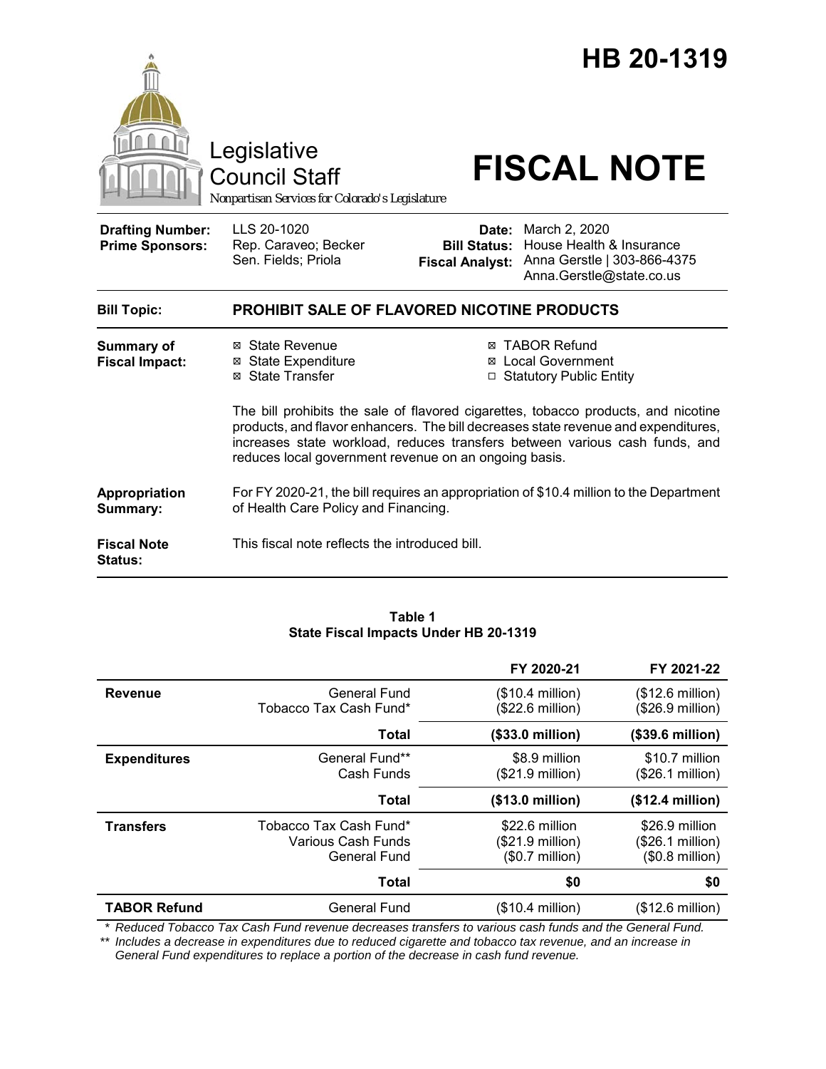# HB 20-1319

Legislative Council Staff

*Nonpartisan Services for Colorado's Legislature*

# FISCAL NOTE

| | | | |
|---|---|---|---|
| **Drafting Number:** | LLS 20-1020 | **Date:** | March 2, 2020 |
| **Prime Sponsors:** | Rep. Caraveo; Becker<br>Sen. Fields; Priola | **Bill Status:** | House Health & Insurance |
| | | **Fiscal Analyst:** | Anna Gerstle \| 303-866-4375<br>Anna.Gerstle@state.co.us |

| | |
|---|---|
| **Bill Topic:** | **PROHIBIT SALE OF FLAVORED NICOTINE PRODUCTS** |
| **Summary of Fiscal Impact:** | ☒ State Revenue ☒ State Expenditure ☒ State Transfer ☒ TABOR Refund ☒ Local Government ☐ Statutory Public Entity<br><br>The bill prohibits the sale of flavored cigarettes, tobacco products, and nicotine products, and flavor enhancers. The bill decreases state revenue and expenditures, increases state workload, reduces transfers between various cash funds, and reduces local government revenue on an ongoing basis. |
| **Appropriation Summary:** | For FY 2020-21, the bill requires an appropriation of $10.4 million to the Department of Health Care Policy and Financing. |
| **Fiscal Note Status:** | This fiscal note reflects the introduced bill. |

**Table 1**
**State Fiscal Impacts Under HB 20-1319**

| | | FY 2020-21 | FY 2021-22 |
|---|---|---|---|
| **Revenue** | General Fund | ($10.4 million) | ($12.6 million) |
| | Tobacco Tax Cash Fund* | ($22.6 million) | ($26.9 million) |
| | **Total** | **($33.0 million)** | **($39.6 million)** |
| **Expenditures** | General Fund** | $8.9 million | $10.7 million |
| | Cash Funds | ($21.9 million) | ($26.1 million) |
| | **Total** | **($13.0 million)** | **($12.4 million)** |
| **Transfers** | Tobacco Tax Cash Fund* | $22.6 million | $26.9 million |
| | Various Cash Funds | ($21.9 million) | ($26.1 million) |
| | General Fund | ($0.7 million) | ($0.8 million) |
| | **Total** | **$0** | **$0** |
| **TABOR Refund** | General Fund | ($10.4 million) | ($12.6 million) |

*\* Reduced Tobacco Tax Cash Fund revenue decreases transfers to various cash funds and the General Fund.*
*\*\* Includes a decrease in expenditures due to reduced cigarette and tobacco tax revenue, and an increase in General Fund expenditures to replace a portion of the decrease in cash fund revenue.*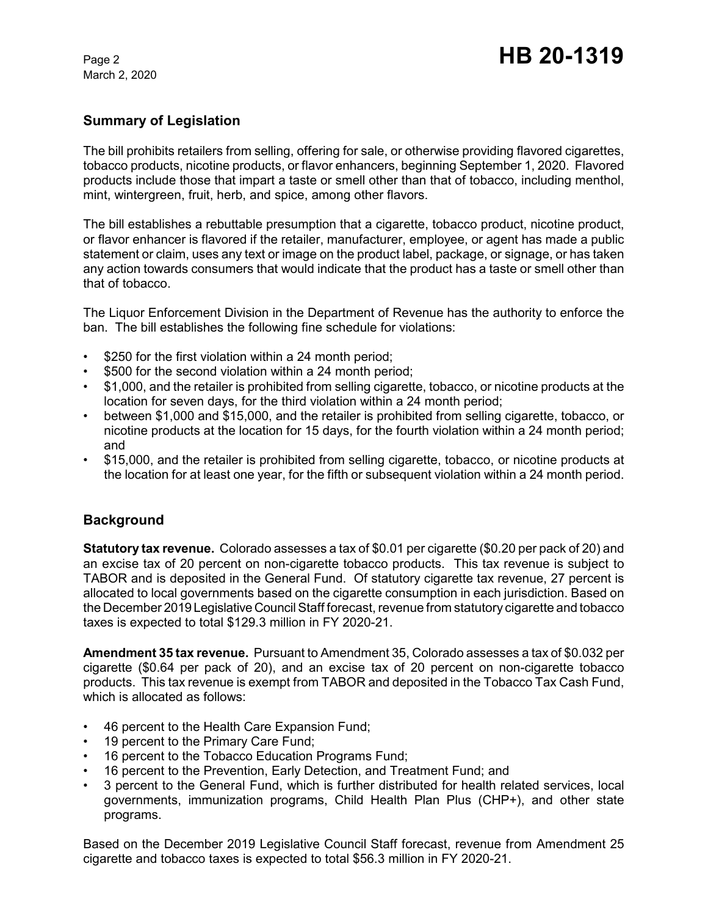## Summary of Legislation

The bill prohibits retailers from selling, offering for sale, or otherwise providing flavored cigarettes, tobacco products, nicotine products, or flavor enhancers, beginning September 1, 2020. Flavored products include those that impart a taste or smell other than that of tobacco, including menthol, mint, wintergreen, fruit, herb, and spice, among other flavors.

The bill establishes a rebuttable presumption that a cigarette, tobacco product, nicotine product, or flavor enhancer is flavored if the retailer, manufacturer, employee, or agent has made a public statement or claim, uses any text or image on the product label, package, or signage, or has taken any action towards consumers that would indicate that the product has a taste or smell other than that of tobacco.

The Liquor Enforcement Division in the Department of Revenue has the authority to enforce the ban. The bill establishes the following fine schedule for violations:

- $250 for the first violation within a 24 month period;
- $500 for the second violation within a 24 month period;
- $1,000, and the retailer is prohibited from selling cigarette, tobacco, or nicotine products at the location for seven days, for the third violation within a 24 month period;
- between $1,000 and $15,000, and the retailer is prohibited from selling cigarette, tobacco, or nicotine products at the location for 15 days, for the fourth violation within a 24 month period; and
- $15,000, and the retailer is prohibited from selling cigarette, tobacco, or nicotine products at the location for at least one year, for the fifth or subsequent violation within a 24 month period.

## Background

**Statutory tax revenue.** Colorado assesses a tax of $0.01 per cigarette ($0.20 per pack of 20) and an excise tax of 20 percent on non-cigarette tobacco products. This tax revenue is subject to TABOR and is deposited in the General Fund. Of statutory cigarette tax revenue, 27 percent is allocated to local governments based on the cigarette consumption in each jurisdiction. Based on the December 2019 Legislative Council Staff forecast, revenue from statutory cigarette and tobacco taxes is expected to total $129.3 million in FY 2020-21.

**Amendment 35 tax revenue.** Pursuant to Amendment 35, Colorado assesses a tax of $0.032 per cigarette ($0.64 per pack of 20), and an excise tax of 20 percent on non-cigarette tobacco products. This tax revenue is exempt from TABOR and deposited in the Tobacco Tax Cash Fund, which is allocated as follows:

- 46 percent to the Health Care Expansion Fund;
- 19 percent to the Primary Care Fund;
- 16 percent to the Tobacco Education Programs Fund;
- 16 percent to the Prevention, Early Detection, and Treatment Fund; and
- 3 percent to the General Fund, which is further distributed for health related services, local governments, immunization programs, Child Health Plan Plus (CHP+), and other state programs.

Based on the December 2019 Legislative Council Staff forecast, revenue from Amendment 25 cigarette and tobacco taxes is expected to total $56.3 million in FY 2020-21.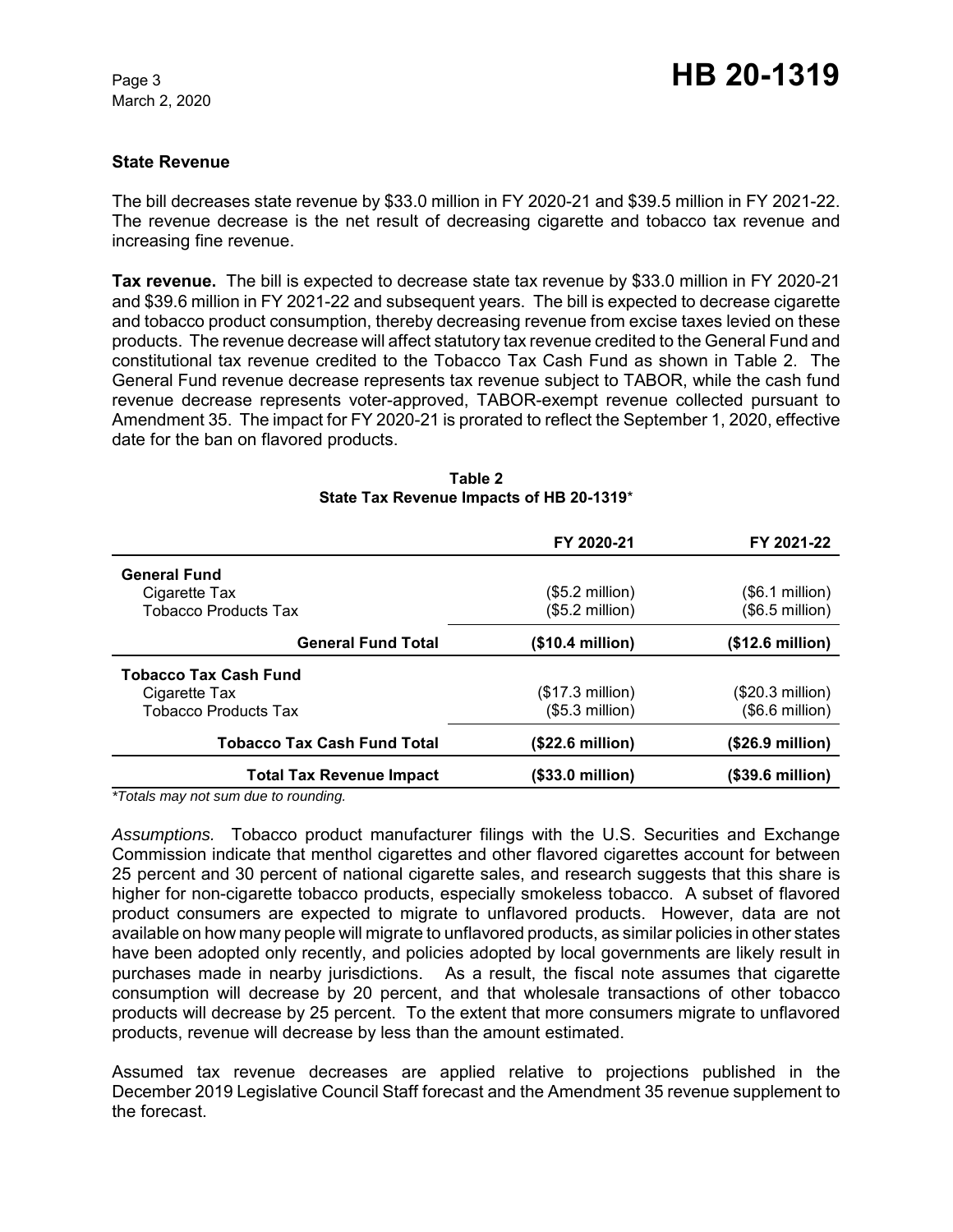## State Revenue

The bill decreases state revenue by $33.0 million in FY 2020-21 and $39.5 million in FY 2021-22. The revenue decrease is the net result of decreasing cigarette and tobacco tax revenue and increasing fine revenue.

**Tax revenue.** The bill is expected to decrease state tax revenue by $33.0 million in FY 2020-21 and $39.6 million in FY 2021-22 and subsequent years. The bill is expected to decrease cigarette and tobacco product consumption, thereby decreasing revenue from excise taxes levied on these products. The revenue decrease will affect statutory tax revenue credited to the General Fund and constitutional tax revenue credited to the Tobacco Tax Cash Fund as shown in Table 2. The General Fund revenue decrease represents tax revenue subject to TABOR, while the cash fund revenue decrease represents voter-approved, TABOR-exempt revenue collected pursuant to Amendment 35. The impact for FY 2020-21 is prorated to reflect the September 1, 2020, effective date for the ban on flavored products.

**Table 2**
**State Tax Revenue Impacts of HB 20-1319***

| | FY 2020-21 | FY 2021-22 |
|---|---|---|
| **General Fund** | | |
| Cigarette Tax | ($5.2 million) | ($6.1 million) |
| Tobacco Products Tax | ($5.2 million) | ($6.5 million) |
| **General Fund Total** | **($10.4 million)** | **($12.6 million)** |
| **Tobacco Tax Cash Fund** | | |
| Cigarette Tax | ($17.3 million) | ($20.3 million) |
| Tobacco Products Tax | ($5.3 million) | ($6.6 million) |
| **Tobacco Tax Cash Fund Total** | **($22.6 million)** | **($26.9 million)** |
| **Total Tax Revenue Impact** | **($33.0 million)** | **($39.6 million)** |

*Totals may not sum due to rounding.*

*Assumptions.* Tobacco product manufacturer filings with the U.S. Securities and Exchange Commission indicate that menthol cigarettes and other flavored cigarettes account for between 25 percent and 30 percent of national cigarette sales, and research suggests that this share is higher for non-cigarette tobacco products, especially smokeless tobacco. A subset of flavored product consumers are expected to migrate to unflavored products. However, data are not available on how many people will migrate to unflavored products, as similar policies in other states have been adopted only recently, and policies adopted by local governments are likely result in purchases made in nearby jurisdictions. As a result, the fiscal note assumes that cigarette consumption will decrease by 20 percent, and that wholesale transactions of other tobacco products will decrease by 25 percent. To the extent that more consumers migrate to unflavored products, revenue will decrease by less than the amount estimated.

Assumed tax revenue decreases are applied relative to projections published in the December 2019 Legislative Council Staff forecast and the Amendment 35 revenue supplement to the forecast.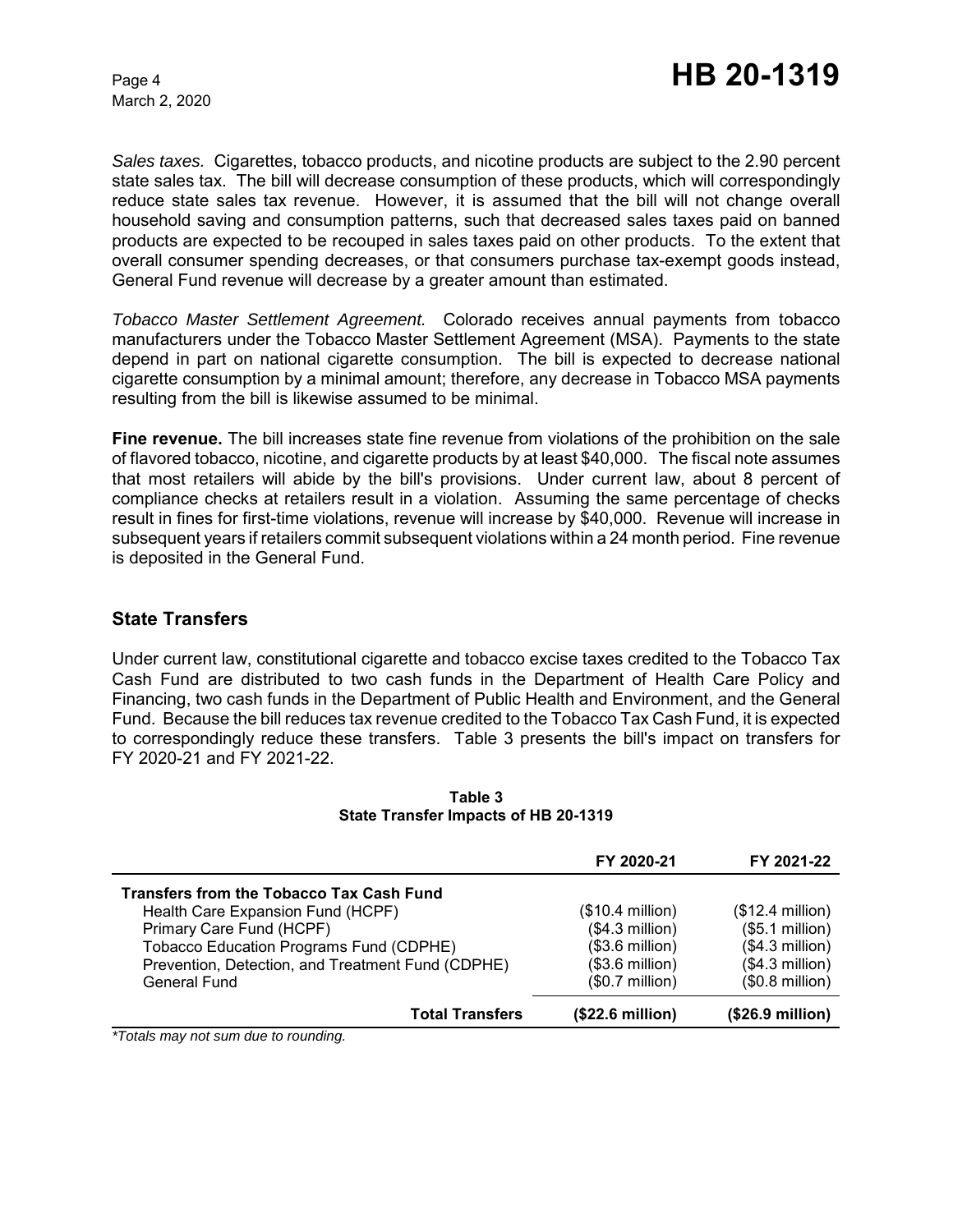*Sales taxes.* Cigarettes, tobacco products, and nicotine products are subject to the 2.90 percent state sales tax. The bill will decrease consumption of these products, which will correspondingly reduce state sales tax revenue. However, it is assumed that the bill will not change overall household saving and consumption patterns, such that decreased sales taxes paid on banned products are expected to be recouped in sales taxes paid on other products. To the extent that overall consumer spending decreases, or that consumers purchase tax-exempt goods instead, General Fund revenue will decrease by a greater amount than estimated.

*Tobacco Master Settlement Agreement.* Colorado receives annual payments from tobacco manufacturers under the Tobacco Master Settlement Agreement (MSA). Payments to the state depend in part on national cigarette consumption. The bill is expected to decrease national cigarette consumption by a minimal amount; therefore, any decrease in Tobacco MSA payments resulting from the bill is likewise assumed to be minimal.

**Fine revenue.** The bill increases state fine revenue from violations of the prohibition on the sale of flavored tobacco, nicotine, and cigarette products by at least $40,000. The fiscal note assumes that most retailers will abide by the bill's provisions. Under current law, about 8 percent of compliance checks at retailers result in a violation. Assuming the same percentage of checks result in fines for first-time violations, revenue will increase by $40,000. Revenue will increase in subsequent years if retailers commit subsequent violations within a 24 month period. Fine revenue is deposited in the General Fund.

## State Transfers

Under current law, constitutional cigarette and tobacco excise taxes credited to the Tobacco Tax Cash Fund are distributed to two cash funds in the Department of Health Care Policy and Financing, two cash funds in the Department of Public Health and Environment, and the General Fund. Because the bill reduces tax revenue credited to the Tobacco Tax Cash Fund, it is expected to correspondingly reduce these transfers. Table 3 presents the bill's impact on transfers for FY 2020-21 and FY 2021-22.

**Table 3**
**State Transfer Impacts of HB 20-1319**

| | FY 2020-21 | FY 2021-22 |
|---|---|---|
| **Transfers from the Tobacco Tax Cash Fund** | | |
| Health Care Expansion Fund (HCPF) | ($10.4 million) | ($12.4 million) |
| Primary Care Fund (HCPF) | ($4.3 million) | ($5.1 million) |
| Tobacco Education Programs Fund (CDPHE) | ($3.6 million) | ($4.3 million) |
| Prevention, Detection, and Treatment Fund (CDPHE) | ($3.6 million) | ($4.3 million) |
| General Fund | ($0.7 million) | ($0.8 million) |
| **Total Transfers** | **($22.6 million)** | **($26.9 million)** |

*\*Totals may not sum due to rounding.*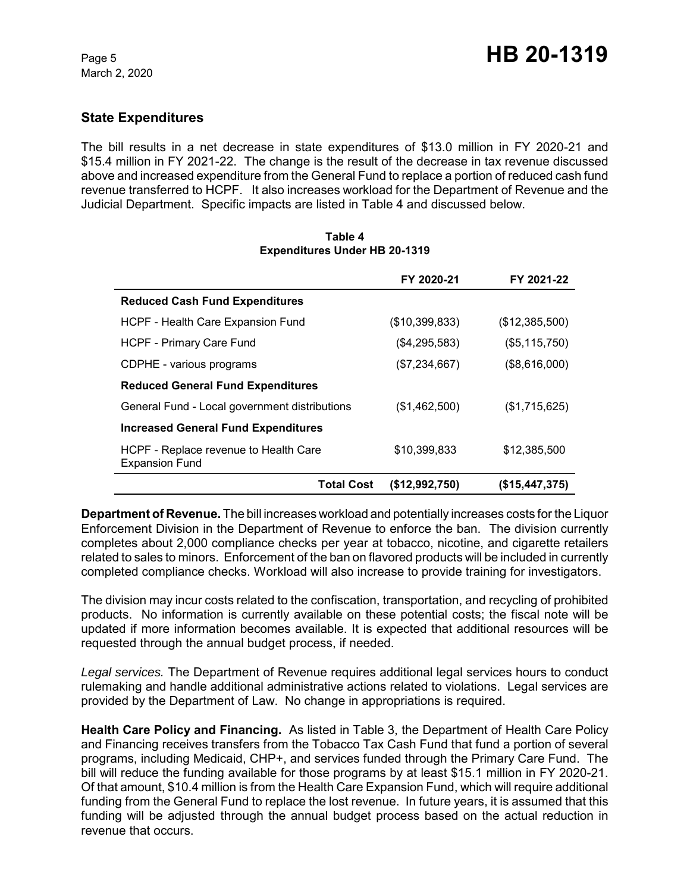## State Expenditures

The bill results in a net decrease in state expenditures of $13.0 million in FY 2020-21 and $15.4 million in FY 2021-22. The change is the result of the decrease in tax revenue discussed above and increased expenditure from the General Fund to replace a portion of reduced cash fund revenue transferred to HCPF. It also increases workload for the Department of Revenue and the Judicial Department. Specific impacts are listed in Table 4 and discussed below.

**Table 4**
**Expenditures Under HB 20-1319**

| | FY 2020-21 | FY 2021-22 |
|---|---|---|
| **Reduced Cash Fund Expenditures** | | |
| HCPF - Health Care Expansion Fund | ($10,399,833) | ($12,385,500) |
| HCPF - Primary Care Fund | ($4,295,583) | ($5,115,750) |
| CDPHE - various programs | ($7,234,667) | ($8,616,000) |
| **Reduced General Fund Expenditures** | | |
| General Fund - Local government distributions | ($1,462,500) | ($1,715,625) |
| **Increased General Fund Expenditures** | | |
| HCPF - Replace revenue to Health Care Expansion Fund | $10,399,833 | $12,385,500 |
| **Total Cost** | **($12,992,750)** | **($15,447,375)** |

**Department of Revenue.** The bill increases workload and potentially increases costs for the Liquor Enforcement Division in the Department of Revenue to enforce the ban. The division currently completes about 2,000 compliance checks per year at tobacco, nicotine, and cigarette retailers related to sales to minors. Enforcement of the ban on flavored products will be included in currently completed compliance checks. Workload will also increase to provide training for investigators.

The division may incur costs related to the confiscation, transportation, and recycling of prohibited products. No information is currently available on these potential costs; the fiscal note will be updated if more information becomes available. It is expected that additional resources will be requested through the annual budget process, if needed.

*Legal services.* The Department of Revenue requires additional legal services hours to conduct rulemaking and handle additional administrative actions related to violations. Legal services are provided by the Department of Law. No change in appropriations is required.

**Health Care Policy and Financing.** As listed in Table 3, the Department of Health Care Policy and Financing receives transfers from the Tobacco Tax Cash Fund that fund a portion of several programs, including Medicaid, CHP+, and services funded through the Primary Care Fund. The bill will reduce the funding available for those programs by at least $15.1 million in FY 2020-21. Of that amount, $10.4 million is from the Health Care Expansion Fund, which will require additional funding from the General Fund to replace the lost revenue. In future years, it is assumed that this funding will be adjusted through the annual budget process based on the actual reduction in revenue that occurs.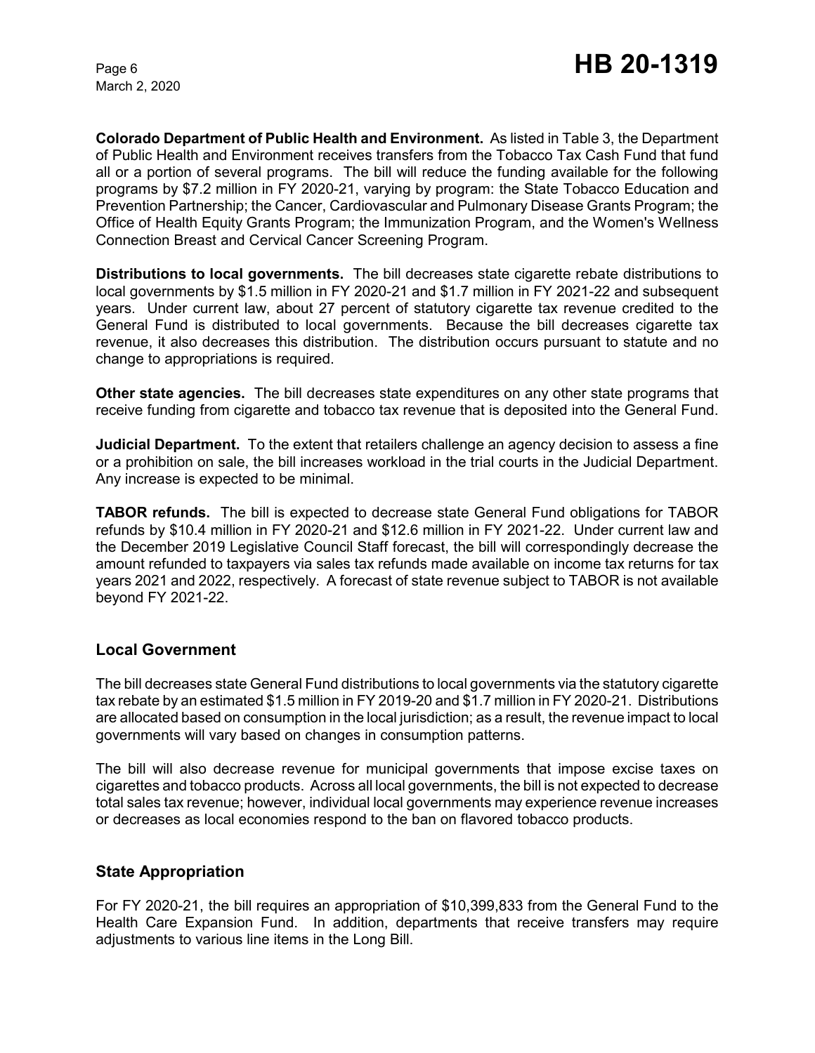**Colorado Department of Public Health and Environment.** As listed in Table 3, the Department of Public Health and Environment receives transfers from the Tobacco Tax Cash Fund that fund all or a portion of several programs. The bill will reduce the funding available for the following programs by $7.2 million in FY 2020-21, varying by program: the State Tobacco Education and Prevention Partnership; the Cancer, Cardiovascular and Pulmonary Disease Grants Program; the Office of Health Equity Grants Program; the Immunization Program, and the Women's Wellness Connection Breast and Cervical Cancer Screening Program.

**Distributions to local governments.** The bill decreases state cigarette rebate distributions to local governments by $1.5 million in FY 2020-21 and $1.7 million in FY 2021-22 and subsequent years. Under current law, about 27 percent of statutory cigarette tax revenue credited to the General Fund is distributed to local governments. Because the bill decreases cigarette tax revenue, it also decreases this distribution. The distribution occurs pursuant to statute and no change to appropriations is required.

**Other state agencies.** The bill decreases state expenditures on any other state programs that receive funding from cigarette and tobacco tax revenue that is deposited into the General Fund.

**Judicial Department.** To the extent that retailers challenge an agency decision to assess a fine or a prohibition on sale, the bill increases workload in the trial courts in the Judicial Department. Any increase is expected to be minimal.

**TABOR refunds.** The bill is expected to decrease state General Fund obligations for TABOR refunds by $10.4 million in FY 2020-21 and $12.6 million in FY 2021-22. Under current law and the December 2019 Legislative Council Staff forecast, the bill will correspondingly decrease the amount refunded to taxpayers via sales tax refunds made available on income tax returns for tax years 2021 and 2022, respectively. A forecast of state revenue subject to TABOR is not available beyond FY 2021-22.

## Local Government

The bill decreases state General Fund distributions to local governments via the statutory cigarette tax rebate by an estimated $1.5 million in FY 2019-20 and $1.7 million in FY 2020-21. Distributions are allocated based on consumption in the local jurisdiction; as a result, the revenue impact to local governments will vary based on changes in consumption patterns.

The bill will also decrease revenue for municipal governments that impose excise taxes on cigarettes and tobacco products. Across all local governments, the bill is not expected to decrease total sales tax revenue; however, individual local governments may experience revenue increases or decreases as local economies respond to the ban on flavored tobacco products.

## State Appropriation

For FY 2020-21, the bill requires an appropriation of $10,399,833 from the General Fund to the Health Care Expansion Fund. In addition, departments that receive transfers may require adjustments to various line items in the Long Bill.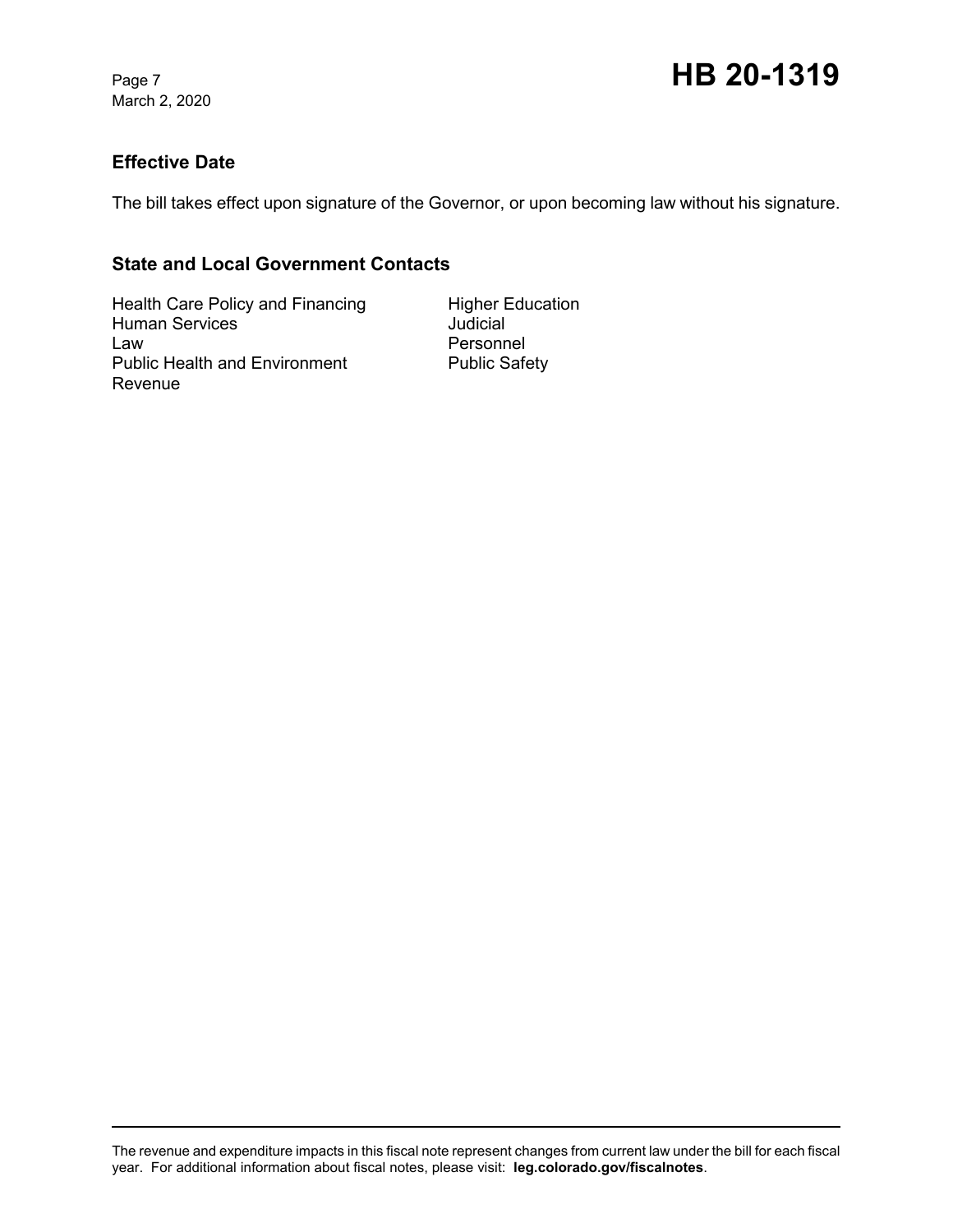## Effective Date

The bill takes effect upon signature of the Governor, or upon becoming law without his signature.

## State and Local Government Contacts

| | |
|---|---|
| Health Care Policy and Financing | Higher Education |
| Human Services | Judicial |
| Law | Personnel |
| Public Health and Environment | Public Safety |
| Revenue | |

The revenue and expenditure impacts in this fiscal note represent changes from current law under the bill for each fiscal year. For additional information about fiscal notes, please visit: **leg.colorado.gov/fiscalnotes**.